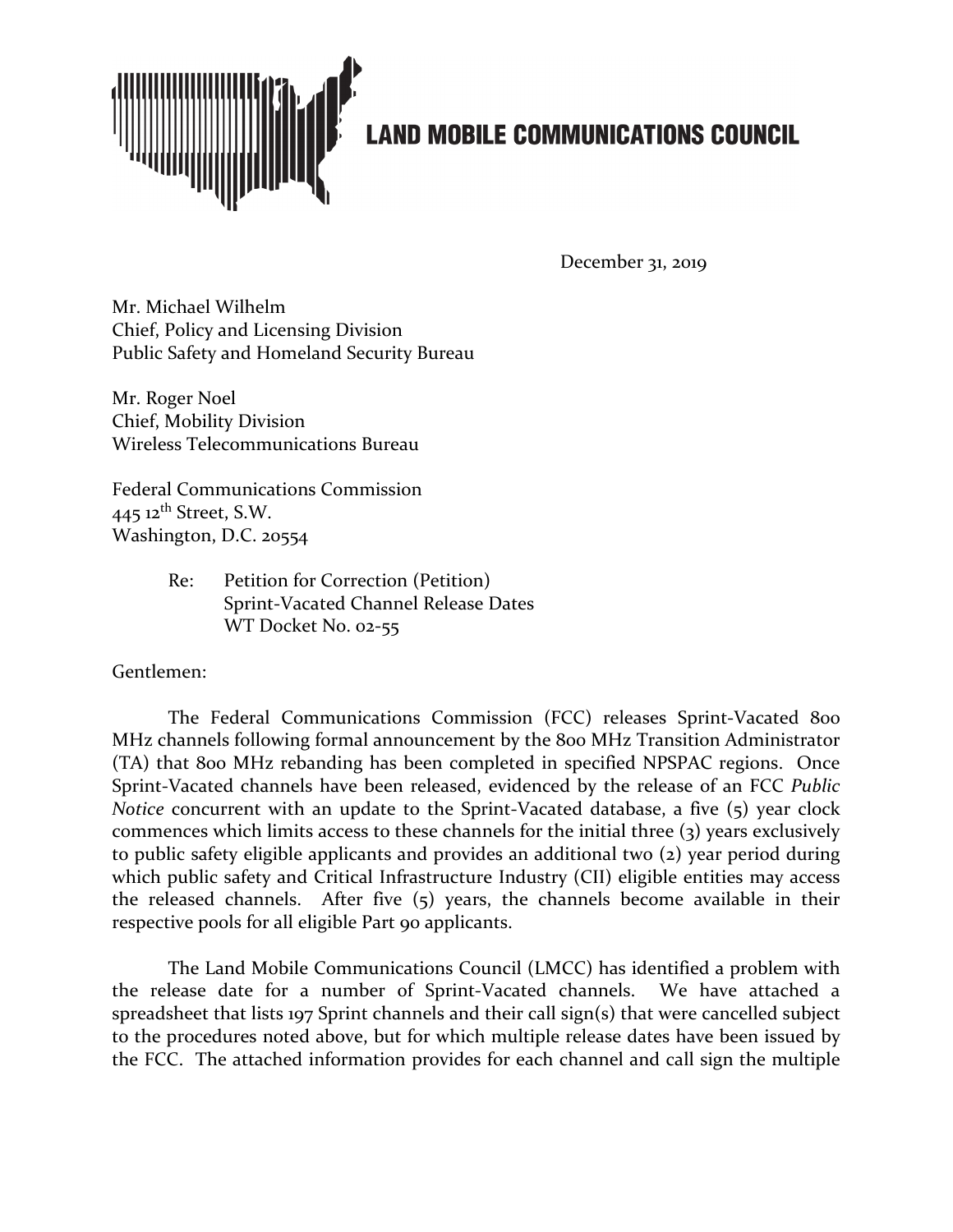# LAND MOBILE COMMUNICATIONS COUNCIL

December 31, 2019

Mr. Michael Wilhelm
Chief, Policy and Licensing Division
Public Safety and Homeland Security Bureau

Mr. Roger Noel
Chief, Mobility Division
Wireless Telecommunications Bureau

Federal Communications Commission
445 12th Street, S.W.
Washington, D.C. 20554

Re: Petition for Correction (Petition)
Sprint-Vacated Channel Release Dates
WT Docket No. 02-55

Gentlemen:

The Federal Communications Commission (FCC) releases Sprint-Vacated 800 MHz channels following formal announcement by the 800 MHz Transition Administrator (TA) that 800 MHz rebanding has been completed in specified NPSPAC regions. Once Sprint-Vacated channels have been released, evidenced by the release of an FCC *Public Notice* concurrent with an update to the Sprint-Vacated database, a five (5) year clock commences which limits access to these channels for the initial three (3) years exclusively to public safety eligible applicants and provides an additional two (2) year period during which public safety and Critical Infrastructure Industry (CII) eligible entities may access the released channels. After five (5) years, the channels become available in their respective pools for all eligible Part 90 applicants.

The Land Mobile Communications Council (LMCC) has identified a problem with the release date for a number of Sprint-Vacated channels. We have attached a spreadsheet that lists 197 Sprint channels and their call sign(s) that were cancelled subject to the procedures noted above, but for which multiple release dates have been issued by the FCC. The attached information provides for each channel and call sign the multiple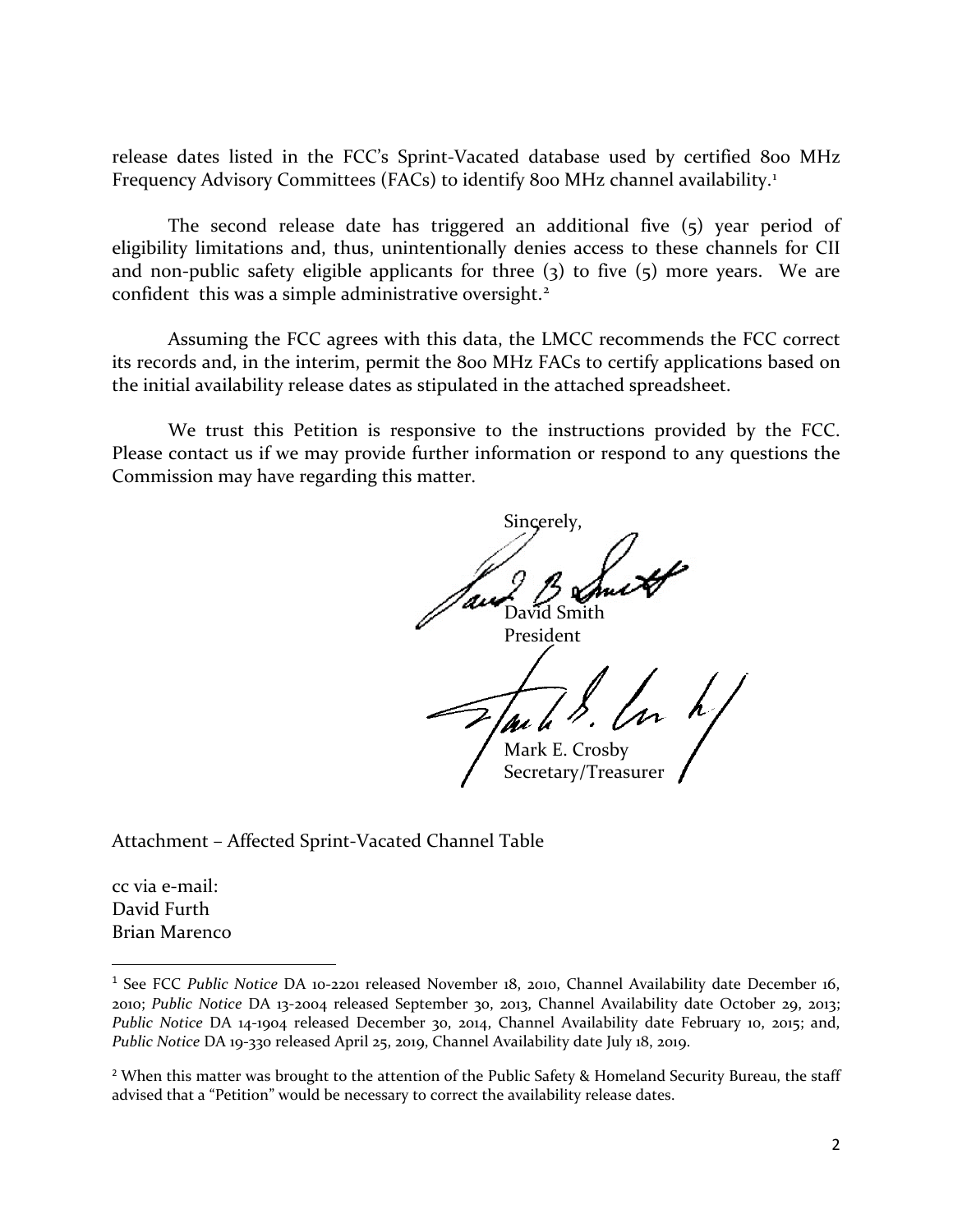release dates listed in the FCC's Sprint-Vacated database used by certified 800 MHz Frequency Advisory Committees (FACs) to identify 800 MHz channel availability.[1]

The second release date has triggered an additional five (5) year period of eligibility limitations and, thus, unintentionally denies access to these channels for CII and non-public safety eligible applicants for three (3) to five (5) more years. We are confident this was a simple administrative oversight.[2]

Assuming the FCC agrees with this data, the LMCC recommends the FCC correct its records and, in the interim, permit the 800 MHz FACs to certify applications based on the initial availability release dates as stipulated in the attached spreadsheet.

We trust this Petition is responsive to the instructions provided by the FCC. Please contact us if we may provide further information or respond to any questions the Commission may have regarding this matter.

Sincerely,

David Smith
President

Mark E. Crosby
Secretary/Treasurer

Attachment – Affected Sprint-Vacated Channel Table

cc via e-mail:
David Furth
Brian Marenco

---

[1] See FCC *Public Notice* DA 10-2201 released November 18, 2010, Channel Availability date December 16, 2010; *Public Notice* DA 13-2004 released September 30, 2013, Channel Availability date October 29, 2013; *Public Notice* DA 14-1904 released December 30, 2014, Channel Availability date February 10, 2015; and, *Public Notice* DA 19-330 released April 25, 2019, Channel Availability date July 18, 2019.

[2] When this matter was brought to the attention of the Public Safety & Homeland Security Bureau, the staff advised that a "Petition" would be necessary to correct the availability release dates.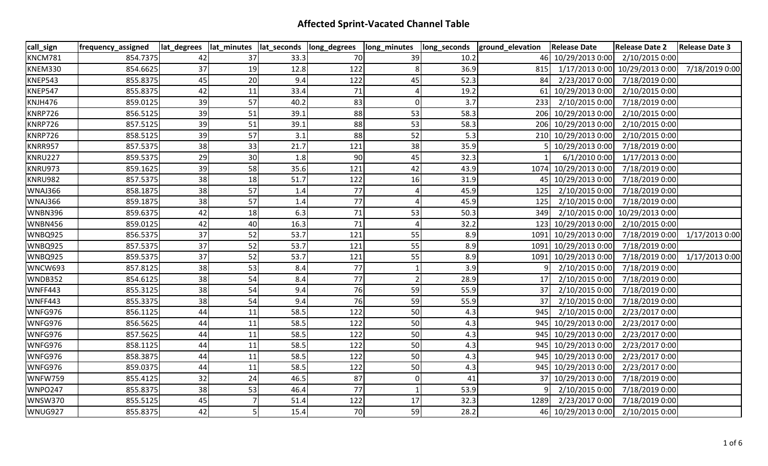# Affected Sprint-Vacated Channel Table

| call_sign | frequency_assigned | lat_degrees | lat_minutes | lat_seconds | long_degrees | long_minutes | long_seconds | ground_elevation | Release Date | Release Date 2 | Release Date 3 |
|---|---|---|---|---|---|---|---|---|---|---|---|
| KNCM781 | 854.7375 | 42 | 37 | 33.3 | 70 | 39 | 10.2 | 46 | 10/29/2013 0:00 | 2/10/2015 0:00 | |
| KNEM330 | 854.6625 | 37 | 19 | 12.8 | 122 | 8 | 36.9 | 815 | 1/17/2013 0:00 | 10/29/2013 0:00 | 7/18/2019 0:00 |
| KNEP543 | 855.8375 | 45 | 20 | 9.4 | 122 | 45 | 52.3 | 84 | 2/23/2017 0:00 | 7/18/2019 0:00 | |
| KNEP547 | 855.8375 | 42 | 11 | 33.4 | 71 | 4 | 19.2 | 61 | 10/29/2013 0:00 | 2/10/2015 0:00 | |
| KNJH476 | 859.0125 | 39 | 57 | 40.2 | 83 | 0 | 3.7 | 233 | 2/10/2015 0:00 | 7/18/2019 0:00 | |
| KNRP726 | 856.5125 | 39 | 51 | 39.1 | 88 | 53 | 58.3 | 206 | 10/29/2013 0:00 | 2/10/2015 0:00 | |
| KNRP726 | 857.5125 | 39 | 51 | 39.1 | 88 | 53 | 58.3 | 206 | 10/29/2013 0:00 | 2/10/2015 0:00 | |
| KNRP726 | 858.5125 | 39 | 57 | 3.1 | 88 | 52 | 5.3 | 210 | 10/29/2013 0:00 | 2/10/2015 0:00 | |
| KNRR957 | 857.5375 | 38 | 33 | 21.7 | 121 | 38 | 35.9 | 5 | 10/29/2013 0:00 | 7/18/2019 0:00 | |
| KNRU227 | 859.5375 | 29 | 30 | 1.8 | 90 | 45 | 32.3 | 1 | 6/1/2010 0:00 | 1/17/2013 0:00 | |
| KNRU973 | 859.1625 | 39 | 58 | 35.6 | 121 | 42 | 43.9 | 1074 | 10/29/2013 0:00 | 7/18/2019 0:00 | |
| KNRU982 | 857.5375 | 38 | 18 | 51.7 | 122 | 16 | 31.9 | 45 | 10/29/2013 0:00 | 7/18/2019 0:00 | |
| WNAJ366 | 858.1875 | 38 | 57 | 1.4 | 77 | 4 | 45.9 | 125 | 2/10/2015 0:00 | 7/18/2019 0:00 | |
| WNAJ366 | 859.1875 | 38 | 57 | 1.4 | 77 | 4 | 45.9 | 125 | 2/10/2015 0:00 | 7/18/2019 0:00 | |
| WNBN396 | 859.6375 | 42 | 18 | 6.3 | 71 | 53 | 50.3 | 349 | 2/10/2015 0:00 | 10/29/2013 0:00 | |
| WNBN456 | 859.0125 | 42 | 40 | 16.3 | 71 | 4 | 32.2 | 123 | 10/29/2013 0:00 | 2/10/2015 0:00 | |
| WNBQ925 | 856.5375 | 37 | 52 | 53.7 | 121 | 55 | 8.9 | 1091 | 10/29/2013 0:00 | 7/18/2019 0:00 | 1/17/2013 0:00 |
| WNBQ925 | 857.5375 | 37 | 52 | 53.7 | 121 | 55 | 8.9 | 1091 | 10/29/2013 0:00 | 7/18/2019 0:00 | |
| WNBQ925 | 859.5375 | 37 | 52 | 53.7 | 121 | 55 | 8.9 | 1091 | 10/29/2013 0:00 | 7/18/2019 0:00 | 1/17/2013 0:00 |
| WNCW693 | 857.8125 | 38 | 53 | 8.4 | 77 | 1 | 3.9 | 9 | 2/10/2015 0:00 | 7/18/2019 0:00 | |
| WNDB352 | 854.6125 | 38 | 54 | 8.4 | 77 | 2 | 28.9 | 17 | 2/10/2015 0:00 | 7/18/2019 0:00 | |
| WNFF443 | 855.3125 | 38 | 54 | 9.4 | 76 | 59 | 55.9 | 37 | 2/10/2015 0:00 | 7/18/2019 0:00 | |
| WNFF443 | 855.3375 | 38 | 54 | 9.4 | 76 | 59 | 55.9 | 37 | 2/10/2015 0:00 | 7/18/2019 0:00 | |
| WNFG976 | 856.1125 | 44 | 11 | 58.5 | 122 | 50 | 4.3 | 945 | 2/10/2015 0:00 | 2/23/2017 0:00 | |
| WNFG976 | 856.5625 | 44 | 11 | 58.5 | 122 | 50 | 4.3 | 945 | 10/29/2013 0:00 | 2/23/2017 0:00 | |
| WNFG976 | 857.5625 | 44 | 11 | 58.5 | 122 | 50 | 4.3 | 945 | 10/29/2013 0:00 | 2/23/2017 0:00 | |
| WNFG976 | 858.1125 | 44 | 11 | 58.5 | 122 | 50 | 4.3 | 945 | 10/29/2013 0:00 | 2/23/2017 0:00 | |
| WNFG976 | 858.3875 | 44 | 11 | 58.5 | 122 | 50 | 4.3 | 945 | 10/29/2013 0:00 | 2/23/2017 0:00 | |
| WNFG976 | 859.0375 | 44 | 11 | 58.5 | 122 | 50 | 4.3 | 945 | 10/29/2013 0:00 | 2/23/2017 0:00 | |
| WNFW759 | 855.4125 | 32 | 24 | 46.5 | 87 | 0 | 41 | 37 | 10/29/2013 0:00 | 7/18/2019 0:00 | |
| WNPO247 | 855.8375 | 38 | 53 | 46.4 | 77 | 1 | 53.9 | 9 | 2/10/2015 0:00 | 7/18/2019 0:00 | |
| WNSW370 | 855.5125 | 45 | 7 | 51.4 | 122 | 17 | 32.3 | 1289 | 2/23/2017 0:00 | 7/18/2019 0:00 | |
| WNUG927 | 855.8375 | 42 | 5 | 15.4 | 70 | 59 | 28.2 | 46 | 10/29/2013 0:00 | 2/10/2015 0:00 | |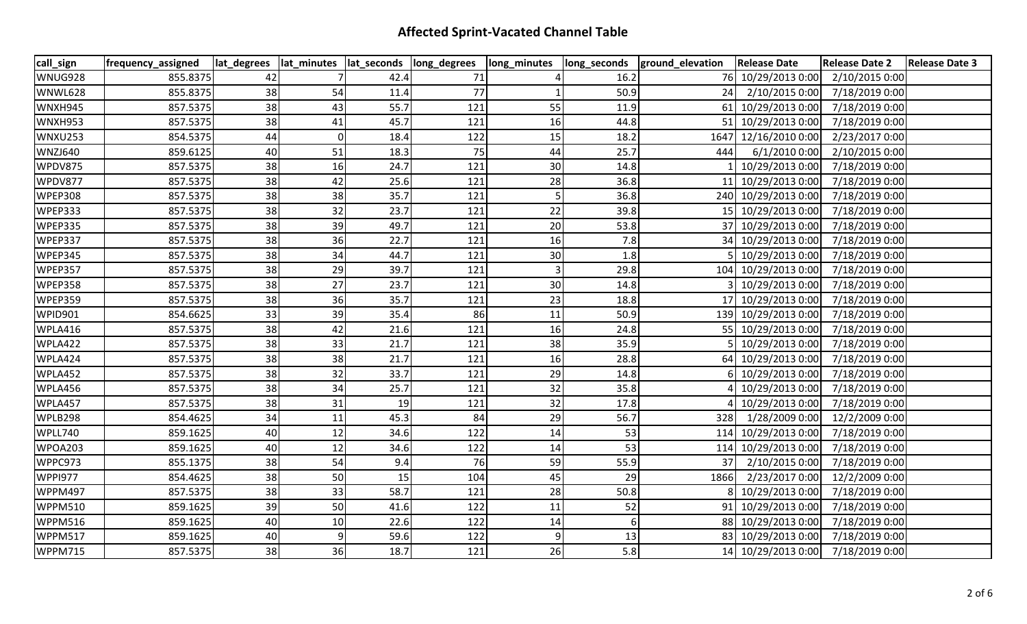## Affected Sprint-Vacated Channel Table

| call_sign | frequency_assigned | lat_degrees | lat_minutes | lat_seconds | long_degrees | long_minutes | long_seconds | ground_elevation | Release Date | Release Date 2 | Release Date 3 |
|---|---|---|---|---|---|---|---|---|---|---|---|
| WNUG928 | 855.8375 | 42 | 7 | 42.4 | 71 | 4 | 16.2 | 76 | 10/29/2013 0:00 | 2/10/2015 0:00 | |
| WNWL628 | 855.8375 | 38 | 54 | 11.4 | 77 | 1 | 50.9 | 24 | 2/10/2015 0:00 | 7/18/2019 0:00 | |
| WNXH945 | 857.5375 | 38 | 43 | 55.7 | 121 | 55 | 11.9 | 61 | 10/29/2013 0:00 | 7/18/2019 0:00 | |
| WNXH953 | 857.5375 | 38 | 41 | 45.7 | 121 | 16 | 44.8 | 51 | 10/29/2013 0:00 | 7/18/2019 0:00 | |
| WNXU253 | 854.5375 | 44 | 0 | 18.4 | 122 | 15 | 18.2 | 1647 | 12/16/2010 0:00 | 2/23/2017 0:00 | |
| WNZJ640 | 859.6125 | 40 | 51 | 18.3 | 75 | 44 | 25.7 | 444 | 6/1/2010 0:00 | 2/10/2015 0:00 | |
| WPDV875 | 857.5375 | 38 | 16 | 24.7 | 121 | 30 | 14.8 | 1 | 10/29/2013 0:00 | 7/18/2019 0:00 | |
| WPDV877 | 857.5375 | 38 | 42 | 25.6 | 121 | 28 | 36.8 | 11 | 10/29/2013 0:00 | 7/18/2019 0:00 | |
| WPEP308 | 857.5375 | 38 | 38 | 35.7 | 121 | 5 | 36.8 | 240 | 10/29/2013 0:00 | 7/18/2019 0:00 | |
| WPEP333 | 857.5375 | 38 | 32 | 23.7 | 121 | 22 | 39.8 | 15 | 10/29/2013 0:00 | 7/18/2019 0:00 | |
| WPEP335 | 857.5375 | 38 | 39 | 49.7 | 121 | 20 | 53.8 | 37 | 10/29/2013 0:00 | 7/18/2019 0:00 | |
| WPEP337 | 857.5375 | 38 | 36 | 22.7 | 121 | 16 | 7.8 | 34 | 10/29/2013 0:00 | 7/18/2019 0:00 | |
| WPEP345 | 857.5375 | 38 | 34 | 44.7 | 121 | 30 | 1.8 | 5 | 10/29/2013 0:00 | 7/18/2019 0:00 | |
| WPEP357 | 857.5375 | 38 | 29 | 39.7 | 121 | 3 | 29.8 | 104 | 10/29/2013 0:00 | 7/18/2019 0:00 | |
| WPEP358 | 857.5375 | 38 | 27 | 23.7 | 121 | 30 | 14.8 | 3 | 10/29/2013 0:00 | 7/18/2019 0:00 | |
| WPEP359 | 857.5375 | 38 | 36 | 35.7 | 121 | 23 | 18.8 | 17 | 10/29/2013 0:00 | 7/18/2019 0:00 | |
| WPID901 | 854.6625 | 33 | 39 | 35.4 | 86 | 11 | 50.9 | 139 | 10/29/2013 0:00 | 7/18/2019 0:00 | |
| WPLA416 | 857.5375 | 38 | 42 | 21.6 | 121 | 16 | 24.8 | 55 | 10/29/2013 0:00 | 7/18/2019 0:00 | |
| WPLA422 | 857.5375 | 38 | 33 | 21.7 | 121 | 38 | 35.9 | 5 | 10/29/2013 0:00 | 7/18/2019 0:00 | |
| WPLA424 | 857.5375 | 38 | 38 | 21.7 | 121 | 16 | 28.8 | 64 | 10/29/2013 0:00 | 7/18/2019 0:00 | |
| WPLA452 | 857.5375 | 38 | 32 | 33.7 | 121 | 29 | 14.8 | 6 | 10/29/2013 0:00 | 7/18/2019 0:00 | |
| WPLA456 | 857.5375 | 38 | 34 | 25.7 | 121 | 32 | 35.8 | 4 | 10/29/2013 0:00 | 7/18/2019 0:00 | |
| WPLA457 | 857.5375 | 38 | 31 | 19 | 121 | 32 | 17.8 | 4 | 10/29/2013 0:00 | 7/18/2019 0:00 | |
| WPLB298 | 854.4625 | 34 | 11 | 45.3 | 84 | 29 | 56.7 | 328 | 1/28/2009 0:00 | 12/2/2009 0:00 | |
| WPLL740 | 859.1625 | 40 | 12 | 34.6 | 122 | 14 | 53 | 114 | 10/29/2013 0:00 | 7/18/2019 0:00 | |
| WPOA203 | 859.1625 | 40 | 12 | 34.6 | 122 | 14 | 53 | 114 | 10/29/2013 0:00 | 7/18/2019 0:00 | |
| WPPC973 | 855.1375 | 38 | 54 | 9.4 | 76 | 59 | 55.9 | 37 | 2/10/2015 0:00 | 7/18/2019 0:00 | |
| WPPI977 | 854.4625 | 38 | 50 | 15 | 104 | 45 | 29 | 1866 | 2/23/2017 0:00 | 12/2/2009 0:00 | |
| WPPM497 | 857.5375 | 38 | 33 | 58.7 | 121 | 28 | 50.8 | 8 | 10/29/2013 0:00 | 7/18/2019 0:00 | |
| WPPM510 | 859.1625 | 39 | 50 | 41.6 | 122 | 11 | 52 | 91 | 10/29/2013 0:00 | 7/18/2019 0:00 | |
| WPPM516 | 859.1625 | 40 | 10 | 22.6 | 122 | 14 | 6 | 88 | 10/29/2013 0:00 | 7/18/2019 0:00 | |
| WPPM517 | 859.1625 | 40 | 9 | 59.6 | 122 | 9 | 13 | 83 | 10/29/2013 0:00 | 7/18/2019 0:00 | |
| WPPM715 | 857.5375 | 38 | 36 | 18.7 | 121 | 26 | 5.8 | 14 | 10/29/2013 0:00 | 7/18/2019 0:00 | |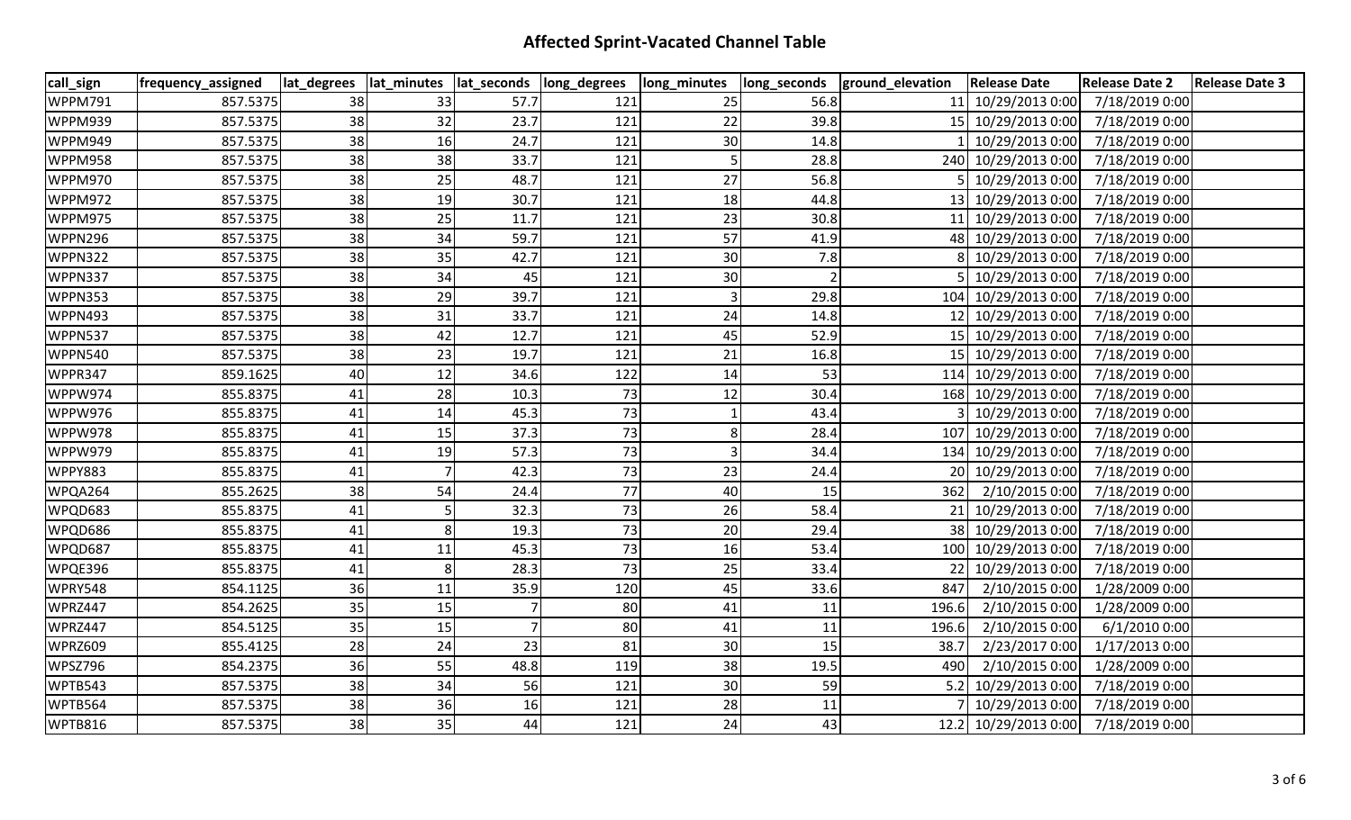# Affected Sprint-Vacated Channel Table

| call_sign | frequency_assigned | lat_degrees | lat_minutes | lat_seconds | long_degrees | long_minutes | long_seconds | ground_elevation | Release Date | Release Date 2 | Release Date 3 |
|---|---|---|---|---|---|---|---|---|---|---|---|
| WPPM791 | 857.5375 | 38 | 33 | 57.7 | 121 | 25 | 56.8 | 11 | 10/29/2013 0:00 | 7/18/2019 0:00 | |
| WPPM939 | 857.5375 | 38 | 32 | 23.7 | 121 | 22 | 39.8 | 15 | 10/29/2013 0:00 | 7/18/2019 0:00 | |
| WPPM949 | 857.5375 | 38 | 16 | 24.7 | 121 | 30 | 14.8 | 1 | 10/29/2013 0:00 | 7/18/2019 0:00 | |
| WPPM958 | 857.5375 | 38 | 38 | 33.7 | 121 | 5 | 28.8 | 240 | 10/29/2013 0:00 | 7/18/2019 0:00 | |
| WPPM970 | 857.5375 | 38 | 25 | 48.7 | 121 | 27 | 56.8 | 5 | 10/29/2013 0:00 | 7/18/2019 0:00 | |
| WPPM972 | 857.5375 | 38 | 19 | 30.7 | 121 | 18 | 44.8 | 13 | 10/29/2013 0:00 | 7/18/2019 0:00 | |
| WPPM975 | 857.5375 | 38 | 25 | 11.7 | 121 | 23 | 30.8 | 11 | 10/29/2013 0:00 | 7/18/2019 0:00 | |
| WPPN296 | 857.5375 | 38 | 34 | 59.7 | 121 | 57 | 41.9 | 48 | 10/29/2013 0:00 | 7/18/2019 0:00 | |
| WPPN322 | 857.5375 | 38 | 35 | 42.7 | 121 | 30 | 7.8 | 8 | 10/29/2013 0:00 | 7/18/2019 0:00 | |
| WPPN337 | 857.5375 | 38 | 34 | 45 | 121 | 30 | 2 | 5 | 10/29/2013 0:00 | 7/18/2019 0:00 | |
| WPPN353 | 857.5375 | 38 | 29 | 39.7 | 121 | 3 | 29.8 | 104 | 10/29/2013 0:00 | 7/18/2019 0:00 | |
| WPPN493 | 857.5375 | 38 | 31 | 33.7 | 121 | 24 | 14.8 | 12 | 10/29/2013 0:00 | 7/18/2019 0:00 | |
| WPPN537 | 857.5375 | 38 | 42 | 12.7 | 121 | 45 | 52.9 | 15 | 10/29/2013 0:00 | 7/18/2019 0:00 | |
| WPPN540 | 857.5375 | 38 | 23 | 19.7 | 121 | 21 | 16.8 | 15 | 10/29/2013 0:00 | 7/18/2019 0:00 | |
| WPPR347 | 859.1625 | 40 | 12 | 34.6 | 122 | 14 | 53 | 114 | 10/29/2013 0:00 | 7/18/2019 0:00 | |
| WPPW974 | 855.8375 | 41 | 28 | 10.3 | 73 | 12 | 30.4 | 168 | 10/29/2013 0:00 | 7/18/2019 0:00 | |
| WPPW976 | 855.8375 | 41 | 14 | 45.3 | 73 | 1 | 43.4 | 3 | 10/29/2013 0:00 | 7/18/2019 0:00 | |
| WPPW978 | 855.8375 | 41 | 15 | 37.3 | 73 | 8 | 28.4 | 107 | 10/29/2013 0:00 | 7/18/2019 0:00 | |
| WPPW979 | 855.8375 | 41 | 19 | 57.3 | 73 | 3 | 34.4 | 134 | 10/29/2013 0:00 | 7/18/2019 0:00 | |
| WPPY883 | 855.8375 | 41 | 7 | 42.3 | 73 | 23 | 24.4 | 20 | 10/29/2013 0:00 | 7/18/2019 0:00 | |
| WPQA264 | 855.2625 | 38 | 54 | 24.4 | 77 | 40 | 15 | 362 | 2/10/2015 0:00 | 7/18/2019 0:00 | |
| WPQD683 | 855.8375 | 41 | 5 | 32.3 | 73 | 26 | 58.4 | 21 | 10/29/2013 0:00 | 7/18/2019 0:00 | |
| WPQD686 | 855.8375 | 41 | 8 | 19.3 | 73 | 20 | 29.4 | 38 | 10/29/2013 0:00 | 7/18/2019 0:00 | |
| WPQD687 | 855.8375 | 41 | 11 | 45.3 | 73 | 16 | 53.4 | 100 | 10/29/2013 0:00 | 7/18/2019 0:00 | |
| WPQE396 | 855.8375 | 41 | 8 | 28.3 | 73 | 25 | 33.4 | 22 | 10/29/2013 0:00 | 7/18/2019 0:00 | |
| WPRY548 | 854.1125 | 36 | 11 | 35.9 | 120 | 45 | 33.6 | 847 | 2/10/2015 0:00 | 1/28/2009 0:00 | |
| WPRZ447 | 854.2625 | 35 | 15 | 7 | 80 | 41 | 11 | 196.6 | 2/10/2015 0:00 | 1/28/2009 0:00 | |
| WPRZ447 | 854.5125 | 35 | 15 | 7 | 80 | 41 | 11 | 196.6 | 2/10/2015 0:00 | 6/1/2010 0:00 | |
| WPRZ609 | 855.4125 | 28 | 24 | 23 | 81 | 30 | 15 | 38.7 | 2/23/2017 0:00 | 1/17/2013 0:00 | |
| WPSZ796 | 854.2375 | 36 | 55 | 48.8 | 119 | 38 | 19.5 | 490 | 2/10/2015 0:00 | 1/28/2009 0:00 | |
| WPTB543 | 857.5375 | 38 | 34 | 56 | 121 | 30 | 59 | 5.2 | 10/29/2013 0:00 | 7/18/2019 0:00 | |
| WPTB564 | 857.5375 | 38 | 36 | 16 | 121 | 28 | 11 | 7 | 10/29/2013 0:00 | 7/18/2019 0:00 | |
| WPTB816 | 857.5375 | 38 | 35 | 44 | 121 | 24 | 43 | 12.2 | 10/29/2013 0:00 | 7/18/2019 0:00 | |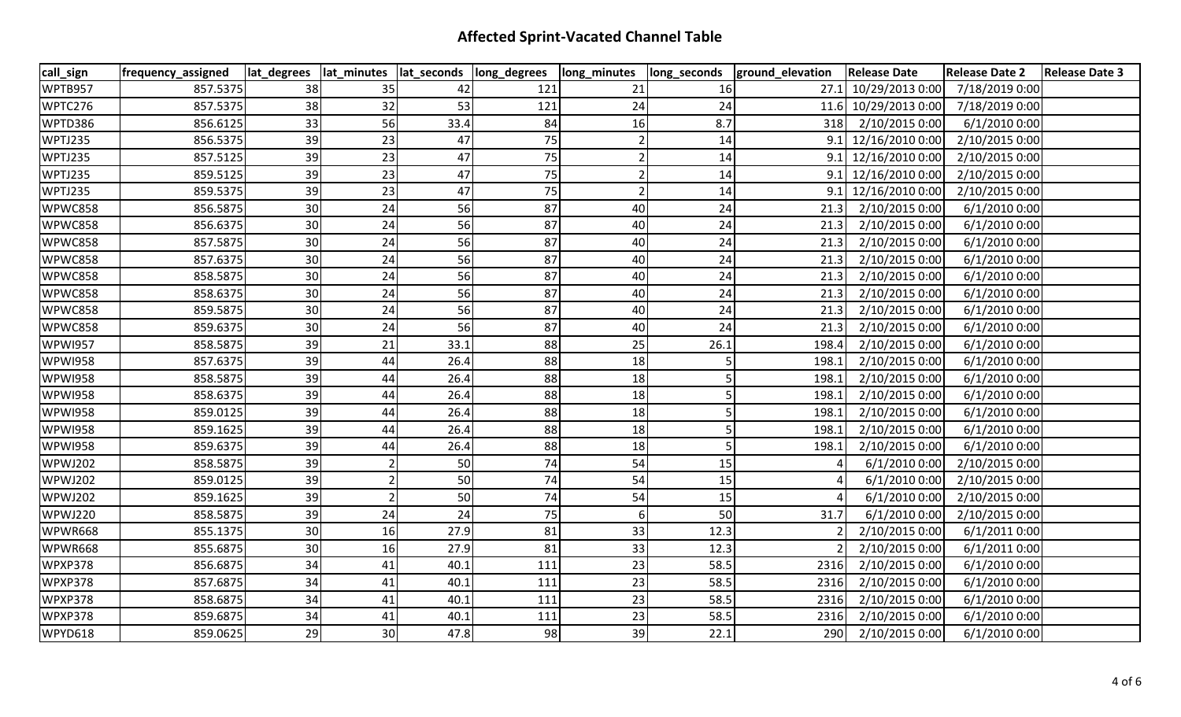## Affected Sprint-Vacated Channel Table

| call_sign | frequency_assigned | lat_degrees | lat_minutes | lat_seconds | long_degrees | long_minutes | long_seconds | ground_elevation | Release Date | Release Date 2 | Release Date 3 |
|---|---|---|---|---|---|---|---|---|---|---|---|
| WPTB957 | 857.5375 | 38 | 35 | 42 | 121 | 21 | 16 | 27.1 | 10/29/2013 0:00 | 7/18/2019 0:00 | |
| WPTC276 | 857.5375 | 38 | 32 | 53 | 121 | 24 | 24 | 11.6 | 10/29/2013 0:00 | 7/18/2019 0:00 | |
| WPTD386 | 856.6125 | 33 | 56 | 33.4 | 84 | 16 | 8.7 | 318 | 2/10/2015 0:00 | 6/1/2010 0:00 | |
| WPTJ235 | 856.5375 | 39 | 23 | 47 | 75 | 2 | 14 | 9.1 | 12/16/2010 0:00 | 2/10/2015 0:00 | |
| WPTJ235 | 857.5125 | 39 | 23 | 47 | 75 | 2 | 14 | 9.1 | 12/16/2010 0:00 | 2/10/2015 0:00 | |
| WPTJ235 | 859.5125 | 39 | 23 | 47 | 75 | 2 | 14 | 9.1 | 12/16/2010 0:00 | 2/10/2015 0:00 | |
| WPTJ235 | 859.5375 | 39 | 23 | 47 | 75 | 2 | 14 | 9.1 | 12/16/2010 0:00 | 2/10/2015 0:00 | |
| WPWC858 | 856.5875 | 30 | 24 | 56 | 87 | 40 | 24 | 21.3 | 2/10/2015 0:00 | 6/1/2010 0:00 | |
| WPWC858 | 856.6375 | 30 | 24 | 56 | 87 | 40 | 24 | 21.3 | 2/10/2015 0:00 | 6/1/2010 0:00 | |
| WPWC858 | 857.5875 | 30 | 24 | 56 | 87 | 40 | 24 | 21.3 | 2/10/2015 0:00 | 6/1/2010 0:00 | |
| WPWC858 | 857.6375 | 30 | 24 | 56 | 87 | 40 | 24 | 21.3 | 2/10/2015 0:00 | 6/1/2010 0:00 | |
| WPWC858 | 858.5875 | 30 | 24 | 56 | 87 | 40 | 24 | 21.3 | 2/10/2015 0:00 | 6/1/2010 0:00 | |
| WPWC858 | 858.6375 | 30 | 24 | 56 | 87 | 40 | 24 | 21.3 | 2/10/2015 0:00 | 6/1/2010 0:00 | |
| WPWC858 | 859.5875 | 30 | 24 | 56 | 87 | 40 | 24 | 21.3 | 2/10/2015 0:00 | 6/1/2010 0:00 | |
| WPWC858 | 859.6375 | 30 | 24 | 56 | 87 | 40 | 24 | 21.3 | 2/10/2015 0:00 | 6/1/2010 0:00 | |
| WPWI957 | 858.5875 | 39 | 21 | 33.1 | 88 | 25 | 26.1 | 198.4 | 2/10/2015 0:00 | 6/1/2010 0:00 | |
| WPWI958 | 857.6375 | 39 | 44 | 26.4 | 88 | 18 | 5 | 198.1 | 2/10/2015 0:00 | 6/1/2010 0:00 | |
| WPWI958 | 858.5875 | 39 | 44 | 26.4 | 88 | 18 | 5 | 198.1 | 2/10/2015 0:00 | 6/1/2010 0:00 | |
| WPWI958 | 858.6375 | 39 | 44 | 26.4 | 88 | 18 | 5 | 198.1 | 2/10/2015 0:00 | 6/1/2010 0:00 | |
| WPWI958 | 859.0125 | 39 | 44 | 26.4 | 88 | 18 | 5 | 198.1 | 2/10/2015 0:00 | 6/1/2010 0:00 | |
| WPWI958 | 859.1625 | 39 | 44 | 26.4 | 88 | 18 | 5 | 198.1 | 2/10/2015 0:00 | 6/1/2010 0:00 | |
| WPWI958 | 859.6375 | 39 | 44 | 26.4 | 88 | 18 | 5 | 198.1 | 2/10/2015 0:00 | 6/1/2010 0:00 | |
| WPWJ202 | 858.5875 | 39 | 2 | 50 | 74 | 54 | 15 | 4 | 6/1/2010 0:00 | 2/10/2015 0:00 | |
| WPWJ202 | 859.0125 | 39 | 2 | 50 | 74 | 54 | 15 | 4 | 6/1/2010 0:00 | 2/10/2015 0:00 | |
| WPWJ202 | 859.1625 | 39 | 2 | 50 | 74 | 54 | 15 | 4 | 6/1/2010 0:00 | 2/10/2015 0:00 | |
| WPWJ220 | 858.5875 | 39 | 24 | 24 | 75 | 6 | 50 | 31.7 | 6/1/2010 0:00 | 2/10/2015 0:00 | |
| WPWR668 | 855.1375 | 30 | 16 | 27.9 | 81 | 33 | 12.3 | 2 | 2/10/2015 0:00 | 6/1/2011 0:00 | |
| WPWR668 | 855.6875 | 30 | 16 | 27.9 | 81 | 33 | 12.3 | 2 | 2/10/2015 0:00 | 6/1/2011 0:00 | |
| WPXP378 | 856.6875 | 34 | 41 | 40.1 | 111 | 23 | 58.5 | 2316 | 2/10/2015 0:00 | 6/1/2010 0:00 | |
| WPXP378 | 857.6875 | 34 | 41 | 40.1 | 111 | 23 | 58.5 | 2316 | 2/10/2015 0:00 | 6/1/2010 0:00 | |
| WPXP378 | 858.6875 | 34 | 41 | 40.1 | 111 | 23 | 58.5 | 2316 | 2/10/2015 0:00 | 6/1/2010 0:00 | |
| WPXP378 | 859.6875 | 34 | 41 | 40.1 | 111 | 23 | 58.5 | 2316 | 2/10/2015 0:00 | 6/1/2010 0:00 | |
| WPYD618 | 859.0625 | 29 | 30 | 47.8 | 98 | 39 | 22.1 | 290 | 2/10/2015 0:00 | 6/1/2010 0:00 | |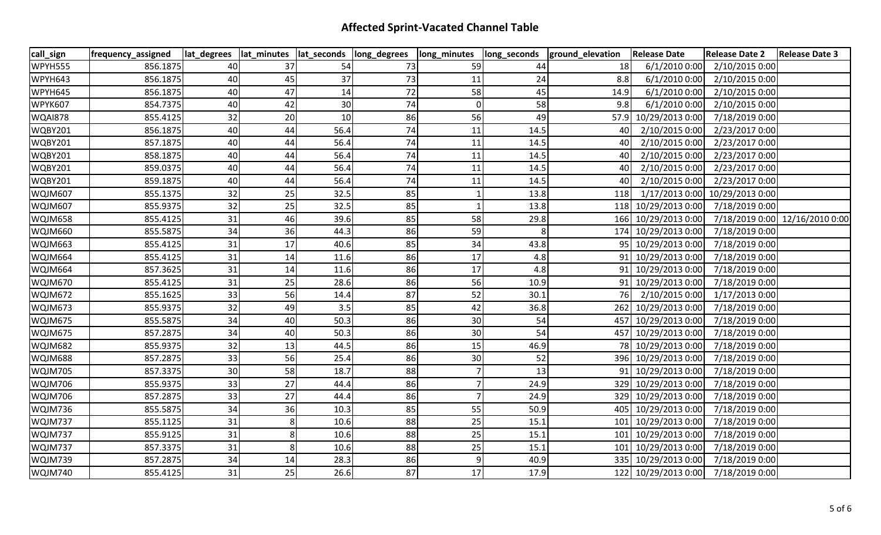## Affected Sprint-Vacated Channel Table

| call_sign | frequency_assigned | lat_degrees | lat_minutes | lat_seconds | long_degrees | long_minutes | long_seconds | ground_elevation | Release Date | Release Date 2 | Release Date 3 |
|---|---|---|---|---|---|---|---|---|---|---|---|
| WPYH555 | 856.1875 | 40 | 37 | 54 | 73 | 59 | 44 | 18 | 6/1/2010 0:00 | 2/10/2015 0:00 | |
| WPYH643 | 856.1875 | 40 | 45 | 37 | 73 | 11 | 24 | 8.8 | 6/1/2010 0:00 | 2/10/2015 0:00 | |
| WPYH645 | 856.1875 | 40 | 47 | 14 | 72 | 58 | 45 | 14.9 | 6/1/2010 0:00 | 2/10/2015 0:00 | |
| WPYK607 | 854.7375 | 40 | 42 | 30 | 74 | 0 | 58 | 9.8 | 6/1/2010 0:00 | 2/10/2015 0:00 | |
| WQAI878 | 855.4125 | 32 | 20 | 10 | 86 | 56 | 49 | 57.9 | 10/29/2013 0:00 | 7/18/2019 0:00 | |
| WQBY201 | 856.1875 | 40 | 44 | 56.4 | 74 | 11 | 14.5 | 40 | 2/10/2015 0:00 | 2/23/2017 0:00 | |
| WQBY201 | 857.1875 | 40 | 44 | 56.4 | 74 | 11 | 14.5 | 40 | 2/10/2015 0:00 | 2/23/2017 0:00 | |
| WQBY201 | 858.1875 | 40 | 44 | 56.4 | 74 | 11 | 14.5 | 40 | 2/10/2015 0:00 | 2/23/2017 0:00 | |
| WQBY201 | 859.0375 | 40 | 44 | 56.4 | 74 | 11 | 14.5 | 40 | 2/10/2015 0:00 | 2/23/2017 0:00 | |
| WQBY201 | 859.1875 | 40 | 44 | 56.4 | 74 | 11 | 14.5 | 40 | 2/10/2015 0:00 | 2/23/2017 0:00 | |
| WQJM607 | 855.1375 | 32 | 25 | 32.5 | 85 | 1 | 13.8 | 118 | 1/17/2013 0:00 | 10/29/2013 0:00 | |
| WQJM607 | 855.9375 | 32 | 25 | 32.5 | 85 | 1 | 13.8 | 118 | 10/29/2013 0:00 | 7/18/2019 0:00 | |
| WQJM658 | 855.4125 | 31 | 46 | 39.6 | 85 | 58 | 29.8 | 166 | 10/29/2013 0:00 | 7/18/2019 0:00 | 12/16/2010 0:00 |
| WQJM660 | 855.5875 | 34 | 36 | 44.3 | 86 | 59 | 8 | 174 | 10/29/2013 0:00 | 7/18/2019 0:00 | |
| WQJM663 | 855.4125 | 31 | 17 | 40.6 | 85 | 34 | 43.8 | 95 | 10/29/2013 0:00 | 7/18/2019 0:00 | |
| WQJM664 | 855.4125 | 31 | 14 | 11.6 | 86 | 17 | 4.8 | 91 | 10/29/2013 0:00 | 7/18/2019 0:00 | |
| WQJM664 | 857.3625 | 31 | 14 | 11.6 | 86 | 17 | 4.8 | 91 | 10/29/2013 0:00 | 7/18/2019 0:00 | |
| WQJM670 | 855.4125 | 31 | 25 | 28.6 | 86 | 56 | 10.9 | 91 | 10/29/2013 0:00 | 7/18/2019 0:00 | |
| WQJM672 | 855.1625 | 33 | 56 | 14.4 | 87 | 52 | 30.1 | 76 | 2/10/2015 0:00 | 1/17/2013 0:00 | |
| WQJM673 | 855.9375 | 32 | 49 | 3.5 | 85 | 42 | 36.8 | 262 | 10/29/2013 0:00 | 7/18/2019 0:00 | |
| WQJM675 | 855.5875 | 34 | 40 | 50.3 | 86 | 30 | 54 | 457 | 10/29/2013 0:00 | 7/18/2019 0:00 | |
| WQJM675 | 857.2875 | 34 | 40 | 50.3 | 86 | 30 | 54 | 457 | 10/29/2013 0:00 | 7/18/2019 0:00 | |
| WQJM682 | 855.9375 | 32 | 13 | 44.5 | 86 | 15 | 46.9 | 78 | 10/29/2013 0:00 | 7/18/2019 0:00 | |
| WQJM688 | 857.2875 | 33 | 56 | 25.4 | 86 | 30 | 52 | 396 | 10/29/2013 0:00 | 7/18/2019 0:00 | |
| WQJM705 | 857.3375 | 30 | 58 | 18.7 | 88 | 7 | 13 | 91 | 10/29/2013 0:00 | 7/18/2019 0:00 | |
| WQJM706 | 855.9375 | 33 | 27 | 44.4 | 86 | 7 | 24.9 | 329 | 10/29/2013 0:00 | 7/18/2019 0:00 | |
| WQJM706 | 857.2875 | 33 | 27 | 44.4 | 86 | 7 | 24.9 | 329 | 10/29/2013 0:00 | 7/18/2019 0:00 | |
| WQJM736 | 855.5875 | 34 | 36 | 10.3 | 85 | 55 | 50.9 | 405 | 10/29/2013 0:00 | 7/18/2019 0:00 | |
| WQJM737 | 855.1125 | 31 | 8 | 10.6 | 88 | 25 | 15.1 | 101 | 10/29/2013 0:00 | 7/18/2019 0:00 | |
| WQJM737 | 855.9125 | 31 | 8 | 10.6 | 88 | 25 | 15.1 | 101 | 10/29/2013 0:00 | 7/18/2019 0:00 | |
| WQJM737 | 857.3375 | 31 | 8 | 10.6 | 88 | 25 | 15.1 | 101 | 10/29/2013 0:00 | 7/18/2019 0:00 | |
| WQJM739 | 857.2875 | 34 | 14 | 28.3 | 86 | 9 | 40.9 | 335 | 10/29/2013 0:00 | 7/18/2019 0:00 | |
| WQJM740 | 855.4125 | 31 | 25 | 26.6 | 87 | 17 | 17.9 | 122 | 10/29/2013 0:00 | 7/18/2019 0:00 | |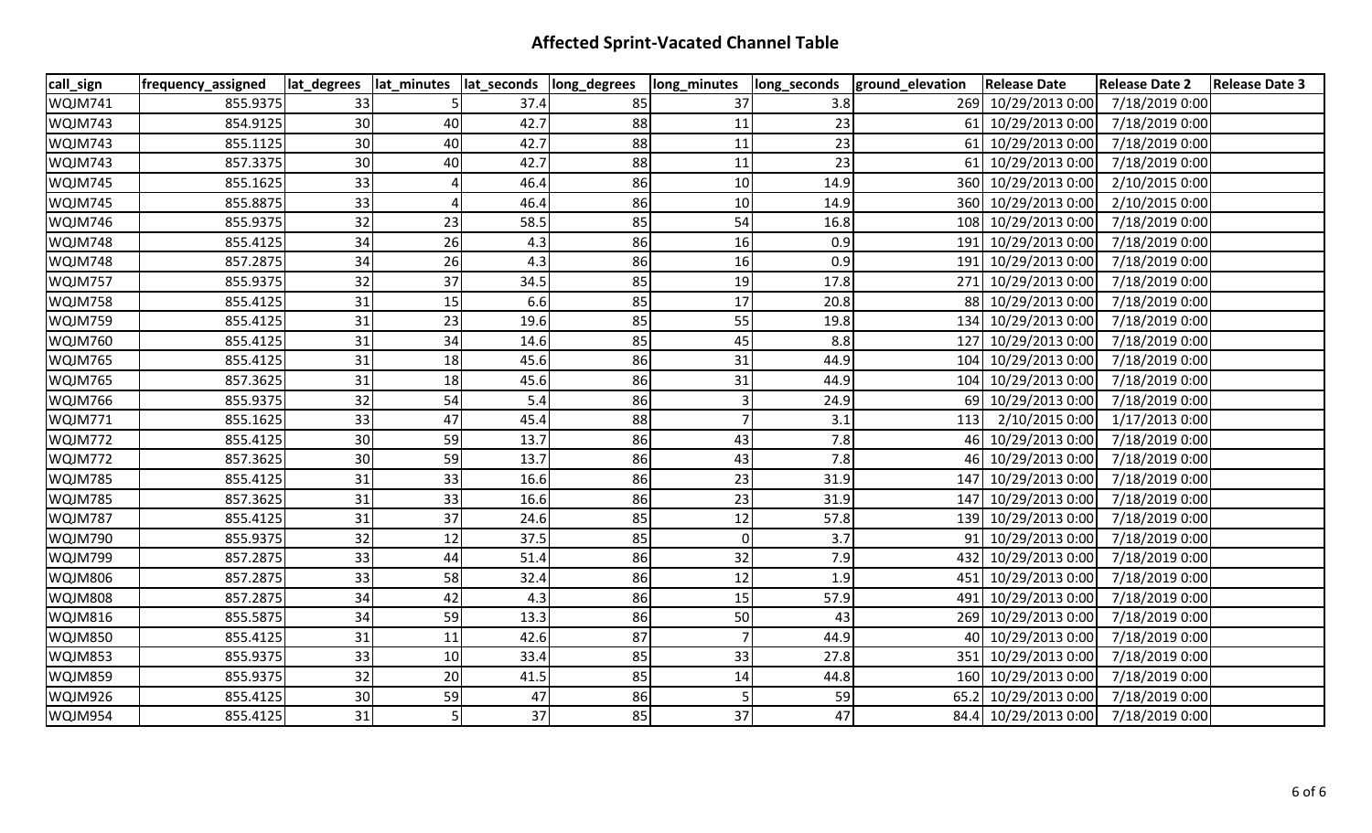## Affected Sprint-Vacated Channel Table

| call_sign | frequency_assigned | lat_degrees | lat_minutes | lat_seconds | long_degrees | long_minutes | long_seconds | ground_elevation | Release Date | Release Date 2 | Release Date 3 |
|---|---|---|---|---|---|---|---|---|---|---|---|
| WQJM741 | 855.9375 | 33 | 5 | 37.4 | 85 | 37 | 3.8 | 269 | 10/29/2013 0:00 | 7/18/2019 0:00 | |
| WQJM743 | 854.9125 | 30 | 40 | 42.7 | 88 | 11 | 23 | 61 | 10/29/2013 0:00 | 7/18/2019 0:00 | |
| WQJM743 | 855.1125 | 30 | 40 | 42.7 | 88 | 11 | 23 | 61 | 10/29/2013 0:00 | 7/18/2019 0:00 | |
| WQJM743 | 857.3375 | 30 | 40 | 42.7 | 88 | 11 | 23 | 61 | 10/29/2013 0:00 | 7/18/2019 0:00 | |
| WQJM745 | 855.1625 | 33 | 4 | 46.4 | 86 | 10 | 14.9 | 360 | 10/29/2013 0:00 | 2/10/2015 0:00 | |
| WQJM745 | 855.8875 | 33 | 4 | 46.4 | 86 | 10 | 14.9 | 360 | 10/29/2013 0:00 | 2/10/2015 0:00 | |
| WQJM746 | 855.9375 | 32 | 23 | 58.5 | 85 | 54 | 16.8 | 108 | 10/29/2013 0:00 | 7/18/2019 0:00 | |
| WQJM748 | 855.4125 | 34 | 26 | 4.3 | 86 | 16 | 0.9 | 191 | 10/29/2013 0:00 | 7/18/2019 0:00 | |
| WQJM748 | 857.2875 | 34 | 26 | 4.3 | 86 | 16 | 0.9 | 191 | 10/29/2013 0:00 | 7/18/2019 0:00 | |
| WQJM757 | 855.9375 | 32 | 37 | 34.5 | 85 | 19 | 17.8 | 271 | 10/29/2013 0:00 | 7/18/2019 0:00 | |
| WQJM758 | 855.4125 | 31 | 15 | 6.6 | 85 | 17 | 20.8 | 88 | 10/29/2013 0:00 | 7/18/2019 0:00 | |
| WQJM759 | 855.4125 | 31 | 23 | 19.6 | 85 | 55 | 19.8 | 134 | 10/29/2013 0:00 | 7/18/2019 0:00 | |
| WQJM760 | 855.4125 | 31 | 34 | 14.6 | 85 | 45 | 8.8 | 127 | 10/29/2013 0:00 | 7/18/2019 0:00 | |
| WQJM765 | 855.4125 | 31 | 18 | 45.6 | 86 | 31 | 44.9 | 104 | 10/29/2013 0:00 | 7/18/2019 0:00 | |
| WQJM765 | 857.3625 | 31 | 18 | 45.6 | 86 | 31 | 44.9 | 104 | 10/29/2013 0:00 | 7/18/2019 0:00 | |
| WQJM766 | 855.9375 | 32 | 54 | 5.4 | 86 | 3 | 24.9 | 69 | 10/29/2013 0:00 | 7/18/2019 0:00 | |
| WQJM771 | 855.1625 | 33 | 47 | 45.4 | 88 | 7 | 3.1 | 113 | 2/10/2015 0:00 | 1/17/2013 0:00 | |
| WQJM772 | 855.4125 | 30 | 59 | 13.7 | 86 | 43 | 7.8 | 46 | 10/29/2013 0:00 | 7/18/2019 0:00 | |
| WQJM772 | 857.3625 | 30 | 59 | 13.7 | 86 | 43 | 7.8 | 46 | 10/29/2013 0:00 | 7/18/2019 0:00 | |
| WQJM785 | 855.4125 | 31 | 33 | 16.6 | 86 | 23 | 31.9 | 147 | 10/29/2013 0:00 | 7/18/2019 0:00 | |
| WQJM785 | 857.3625 | 31 | 33 | 16.6 | 86 | 23 | 31.9 | 147 | 10/29/2013 0:00 | 7/18/2019 0:00 | |
| WQJM787 | 855.4125 | 31 | 37 | 24.6 | 85 | 12 | 57.8 | 139 | 10/29/2013 0:00 | 7/18/2019 0:00 | |
| WQJM790 | 855.9375 | 32 | 12 | 37.5 | 85 | 0 | 3.7 | 91 | 10/29/2013 0:00 | 7/18/2019 0:00 | |
| WQJM799 | 857.2875 | 33 | 44 | 51.4 | 86 | 32 | 7.9 | 432 | 10/29/2013 0:00 | 7/18/2019 0:00 | |
| WQJM806 | 857.2875 | 33 | 58 | 32.4 | 86 | 12 | 1.9 | 451 | 10/29/2013 0:00 | 7/18/2019 0:00 | |
| WQJM808 | 857.2875 | 34 | 42 | 4.3 | 86 | 15 | 57.9 | 491 | 10/29/2013 0:00 | 7/18/2019 0:00 | |
| WQJM816 | 855.5875 | 34 | 59 | 13.3 | 86 | 50 | 43 | 269 | 10/29/2013 0:00 | 7/18/2019 0:00 | |
| WQJM850 | 855.4125 | 31 | 11 | 42.6 | 87 | 7 | 44.9 | 40 | 10/29/2013 0:00 | 7/18/2019 0:00 | |
| WQJM853 | 855.9375 | 33 | 10 | 33.4 | 85 | 33 | 27.8 | 351 | 10/29/2013 0:00 | 7/18/2019 0:00 | |
| WQJM859 | 855.9375 | 32 | 20 | 41.5 | 85 | 14 | 44.8 | 160 | 10/29/2013 0:00 | 7/18/2019 0:00 | |
| WQJM926 | 855.4125 | 30 | 59 | 47 | 86 | 5 | 59 | 65.2 | 10/29/2013 0:00 | 7/18/2019 0:00 | |
| WQJM954 | 855.4125 | 31 | 5 | 37 | 85 | 37 | 47 | 84.4 | 10/29/2013 0:00 | 7/18/2019 0:00 | |